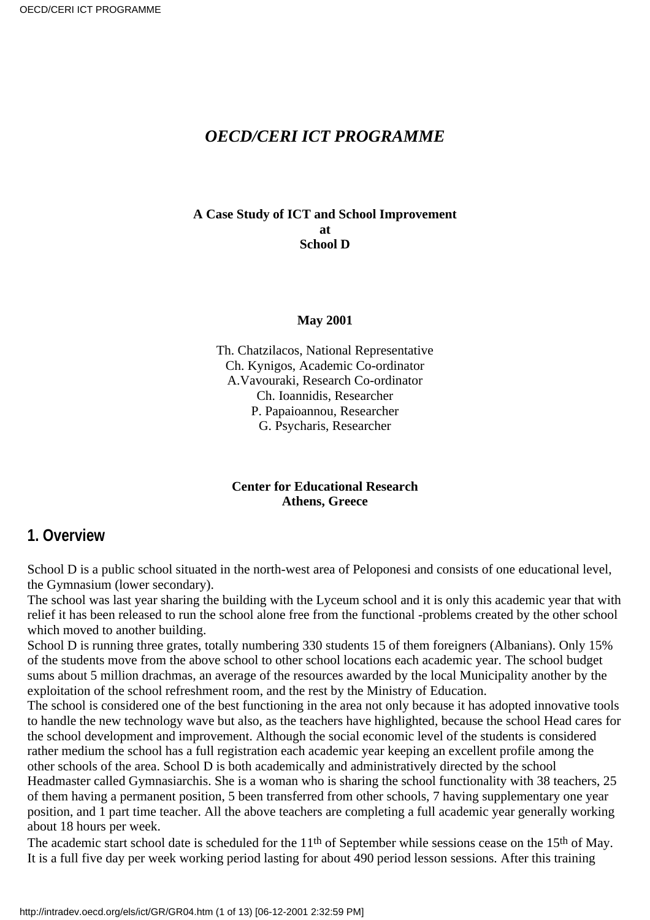# *OECD/CERI ICT PROGRAMME*

**A Case Study of ICT and School Improvement**
**at**
**School D**

**May 2001**

Th. Chatzilacos, National Representative
Ch. Kynigos, Academic Co-ordinator
A.Vavouraki, Research Co-ordinator
Ch. Ioannidis, Researcher
P. Papaioannou, Researcher
G. Psycharis, Researcher

**Center for Educational Research**
**Athens, Greece**

## 1. Overview

School D is a public school situated in the north-west area of Peloponesi and consists of one educational level, the Gymnasium (lower secondary).
The school was last year sharing the building with the Lyceum school and it is only this academic year that with relief it has been released to run the school alone free from the functional -problems created by the other school which moved to another building.
School D is running three grates, totally numbering 330 students 15 of them foreigners (Albanians). Only 15% of the students move from the above school to other school locations each academic year. The school budget sums about 5 million drachmas, an average of the resources awarded by the local Municipality another by the exploitation of the school refreshment room, and the rest by the Ministry of Education.
The school is considered one of the best functioning in the area not only because it has adopted innovative tools to handle the new technology wave but also, as the teachers have highlighted, because the school Head cares for the school development and improvement. Although the social economic level of the students is considered rather medium the school has a full registration each academic year keeping an excellent profile among the other schools of the area. School D is both academically and administratively directed by the school Headmaster called Gymnasiarchis. She is a woman who is sharing the school functionality with 38 teachers, 25 of them having a permanent position, 5 been transferred from other schools, 7 having supplementary one year position, and 1 part time teacher. All the above teachers are completing a full academic year generally working about 18 hours per week.
The academic start school date is scheduled for the 11th of September while sessions cease on the 15th of May. It is a full five day per week working period lasting for about 490 period lesson sessions. After this training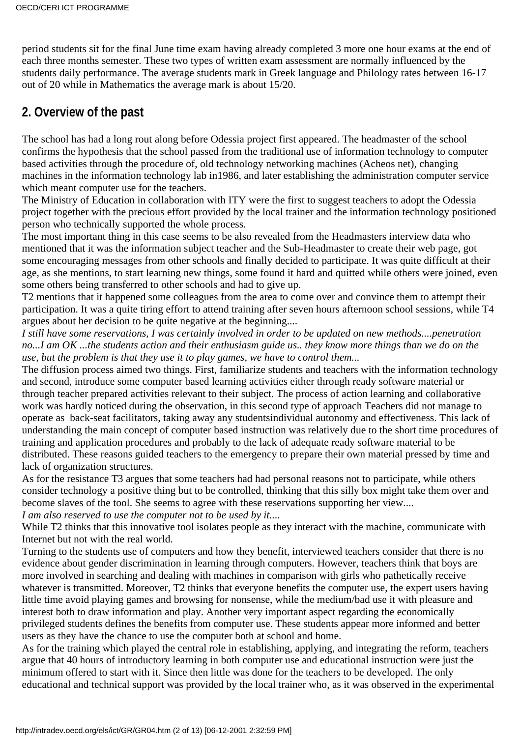period students sit for the final June time exam having already completed 3 more one hour exams at the end of each three months semester. These two types of written exam assessment are normally influenced by the students daily performance. The average students mark in Greek language and Philology rates between 16-17 out of 20 while in Mathematics the average mark is about 15/20.

## 2. Overview of the past

The school has had a long rout along before Odessia project first appeared. The headmaster of the school confirms the hypothesis that the school passed from the traditional use of information technology to computer based activities through the procedure of, old technology networking machines (Acheos net), changing machines in the information technology lab in1986, and later establishing the administration computer service which meant computer use for the teachers.

The Ministry of Education in collaboration with ITY were the first to suggest teachers to adopt the Odessia project together with the precious effort provided by the local trainer and the information technology positioned person who technically supported the whole process.

The most important thing in this case seems to be also revealed from the Headmasters interview data who mentioned that it was the information subject teacher and the Sub-Headmaster to create their web page, got some encouraging messages from other schools and finally decided to participate. It was quite difficult at their age, as she mentions, to start learning new things, some found it hard and quitted while others were joined, even some others being transferred to other schools and had to give up.

T2 mentions that it happened some colleagues from the area to come over and convince them to attempt their participation. It was a quite tiring effort to attend training after seven hours afternoon school sessions, while T4 argues about her decision to be quite negative at the beginning....

*I still have some reservations, I was certainly involved in order to be updated on new methods....penetration no...I am OK ...the students action and their enthusiasm guide us.. they know more things than we do on the use, but the problem is that they use it to play games, we have to control them...*

The diffusion process aimed two things. First, familiarize students and teachers with the information technology and second, introduce some computer based learning activities either through ready software material or through teacher prepared activities relevant to their subject. The process of action learning and collaborative work was hardly noticed during the observation, in this second type of approach Teachers did not manage to operate as back-seat facilitators, taking away any studentsindividual autonomy and effectiveness. This lack of understanding the main concept of computer based instruction was relatively due to the short time procedures of training and application procedures and probably to the lack of adequate ready software material to be distributed. These reasons guided teachers to the emergency to prepare their own material pressed by time and lack of organization structures.

As for the resistance T3 argues that some teachers had had personal reasons not to participate, while others consider technology a positive thing but to be controlled, thinking that this silly box might take them over and become slaves of the tool. She seems to agree with these reservations supporting her view....

*I am also reserved to use the computer not to be used by it....*

While T2 thinks that this innovative tool isolates people as they interact with the machine, communicate with Internet but not with the real world.

Turning to the students use of computers and how they benefit, interviewed teachers consider that there is no evidence about gender discrimination in learning through computers. However, teachers think that boys are more involved in searching and dealing with machines in comparison with girls who pathetically receive whatever is transmitted. Moreover, T2 thinks that everyone benefits the computer use, the expert users having little time avoid playing games and browsing for nonsense, while the medium/bad use it with pleasure and interest both to draw information and play. Another very important aspect regarding the economically privileged students defines the benefits from computer use. These students appear more informed and better users as they have the chance to use the computer both at school and home.

As for the training which played the central role in establishing, applying, and integrating the reform, teachers argue that 40 hours of introductory learning in both computer use and educational instruction were just the minimum offered to start with it. Since then little was done for the teachers to be developed. The only educational and technical support was provided by the local trainer who, as it was observed in the experimental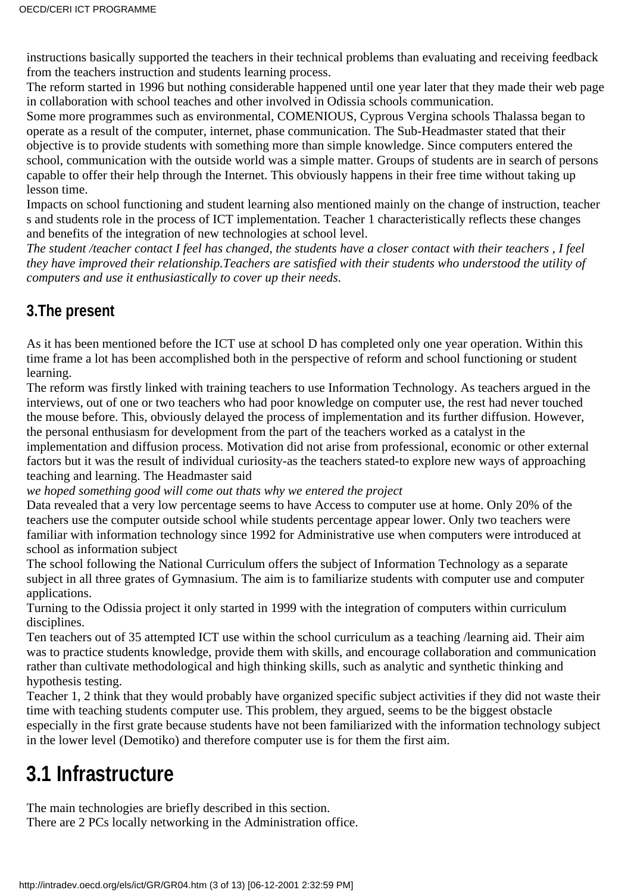instructions basically supported the teachers in their technical problems than evaluating and receiving feedback from the teachers instruction and students learning process.

The reform started in 1996 but nothing considerable happened until one year later that they made their web page in collaboration with school teaches and other involved in Odissia schools communication.

Some more programmes such as environmental, COMENIOUS, Cyprous Vergina schools Thalassa began to operate as a result of the computer, internet, phase communication. The Sub-Headmaster stated that their objective is to provide students with something more than simple knowledge. Since computers entered the school, communication with the outside world was a simple matter. Groups of students are in search of persons capable to offer their help through the Internet. This obviously happens in their free time without taking up lesson time.

Impacts on school functioning and student learning also mentioned mainly on the change of instruction, teacher s and students role in the process of ICT implementation. Teacher 1 characteristically reflects these changes and benefits of the integration of new technologies at school level.

*The student /teacher contact I feel has changed, the students have a closer contact with their teachers , I feel they have improved their relationship.Teachers are satisfied with their students who understood the utility of computers and use it enthusiastically to cover up their needs.*

## 3.The present

As it has been mentioned before the ICT use at school D has completed only one year operation. Within this time frame a lot has been accomplished both in the perspective of reform and school functioning or student learning.

The reform was firstly linked with training teachers to use Information Technology. As teachers argued in the interviews, out of one or two teachers who had poor knowledge on computer use, the rest had never touched the mouse before. This, obviously delayed the process of implementation and its further diffusion. However, the personal enthusiasm for development from the part of the teachers worked as a catalyst in the implementation and diffusion process. Motivation did not arise from professional, economic or other external factors but it was the result of individual curiosity-as the teachers stated-to explore new ways of approaching teaching and learning. The Headmaster said

*we hoped something good will come out thats why we entered the project*

Data revealed that a very low percentage seems to have Access to computer use at home. Only 20% of the teachers use the computer outside school while students percentage appear lower. Only two teachers were familiar with information technology since 1992 for Administrative use when computers were introduced at school as information subject

The school following the National Curriculum offers the subject of Information Technology as a separate subject in all three grates of Gymnasium. The aim is to familiarize students with computer use and computer applications.

Turning to the Odissia project it only started in 1999 with the integration of computers within curriculum disciplines.

Ten teachers out of 35 attempted ICT use within the school curriculum as a teaching /learning aid. Their aim was to practice students knowledge, provide them with skills, and encourage collaboration and communication rather than cultivate methodological and high thinking skills, such as analytic and synthetic thinking and hypothesis testing.

Teacher 1, 2 think that they would probably have organized specific subject activities if they did not waste their time with teaching students computer use. This problem, they argued, seems to be the biggest obstacle especially in the first grate because students have not been familiarized with the information technology subject in the lower level (Demotiko) and therefore computer use is for them the first aim.

# 3.1 Infrastructure

The main technologies are briefly described in this section.

There are 2 PCs locally networking in the Administration office.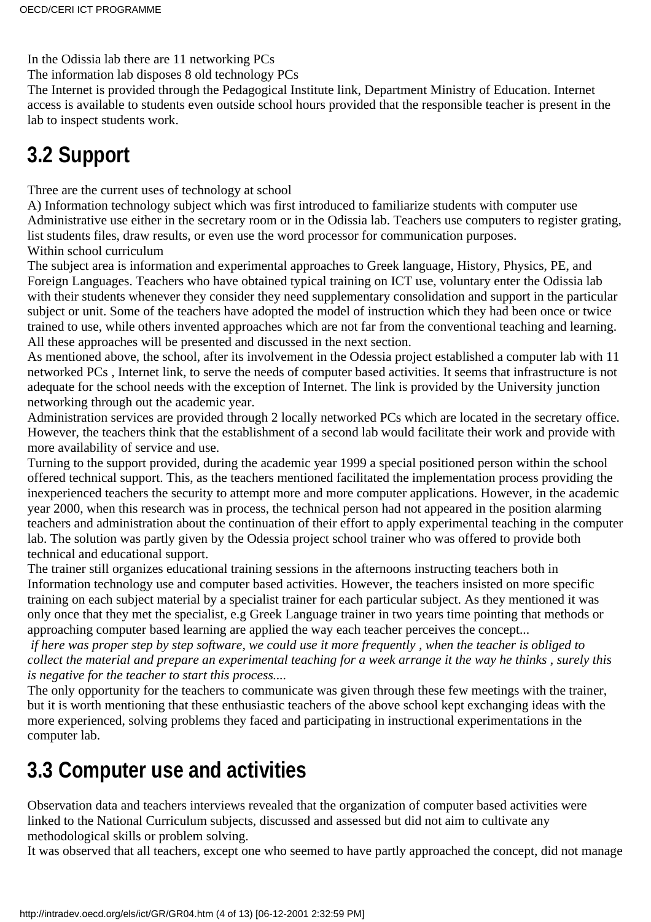In the Odissia lab there are 11 networking PCs
The information lab disposes 8 old technology PCs
The Internet is provided through the Pedagogical Institute link, Department Ministry of Education. Internet access is available to students even outside school hours provided that the responsible teacher is present in the lab to inspect students work.

## 3.2 Support

Three are the current uses of technology at school
A) Information technology subject which was first introduced to familiarize students with computer use
Administrative use either in the secretary room or in the Odissia lab. Teachers use computers to register grating, list students files, draw results, or even use the word processor for communication purposes.
Within school curriculum
The subject area is information and experimental approaches to Greek language, History, Physics, PE, and Foreign Languages. Teachers who have obtained typical training on ICT use, voluntary enter the Odissia lab with their students whenever they consider they need supplementary consolidation and support in the particular subject or unit. Some of the teachers have adopted the model of instruction which they had been once or twice trained to use, while others invented approaches which are not far from the conventional teaching and learning. All these approaches will be presented and discussed in the next section.
As mentioned above, the school, after its involvement in the Odessia project established a computer lab with 11 networked PCs , Internet link, to serve the needs of computer based activities. It seems that infrastructure is not adequate for the school needs with the exception of Internet. The link is provided by the University junction networking through out the academic year.
Administration services are provided through 2 locally networked PCs which are located in the secretary office. However, the teachers think that the establishment of a second lab would facilitate their work and provide with more availability of service and use.
Turning to the support provided, during the academic year 1999 a special positioned person within the school offered technical support. This, as the teachers mentioned facilitated the implementation process providing the inexperienced teachers the security to attempt more and more computer applications. However, in the academic year 2000, when this research was in process, the technical person had not appeared in the position alarming teachers and administration about the continuation of their effort to apply experimental teaching in the computer lab. The solution was partly given by the Odessia project school trainer who was offered to provide both technical and educational support.
The trainer still organizes educational training sessions in the afternoons instructing teachers both in Information technology use and computer based activities. However, the teachers insisted on more specific training on each subject material by a specialist trainer for each particular subject. As they mentioned it was only once that they met the specialist, e.g Greek Language trainer in two years time pointing that methods or approaching computer based learning are applied the way each teacher perceives the concept...
*if here was proper step by step software, we could use it more frequently , when the teacher is obliged to collect the material and prepare an experimental teaching for a week arrange it the way he thinks , surely this is negative for the teacher to start this process....*
The only opportunity for the teachers to communicate was given through these few meetings with the trainer, but it is worth mentioning that these enthusiastic teachers of the above school kept exchanging ideas with the more experienced, solving problems they faced and participating in instructional experimentations in the computer lab.

## 3.3 Computer use and activities

Observation data and teachers interviews revealed that the organization of computer based activities were linked to the National Curriculum subjects, discussed and assessed but did not aim to cultivate any methodological skills or problem solving.
It was observed that all teachers, except one who seemed to have partly approached the concept, did not manage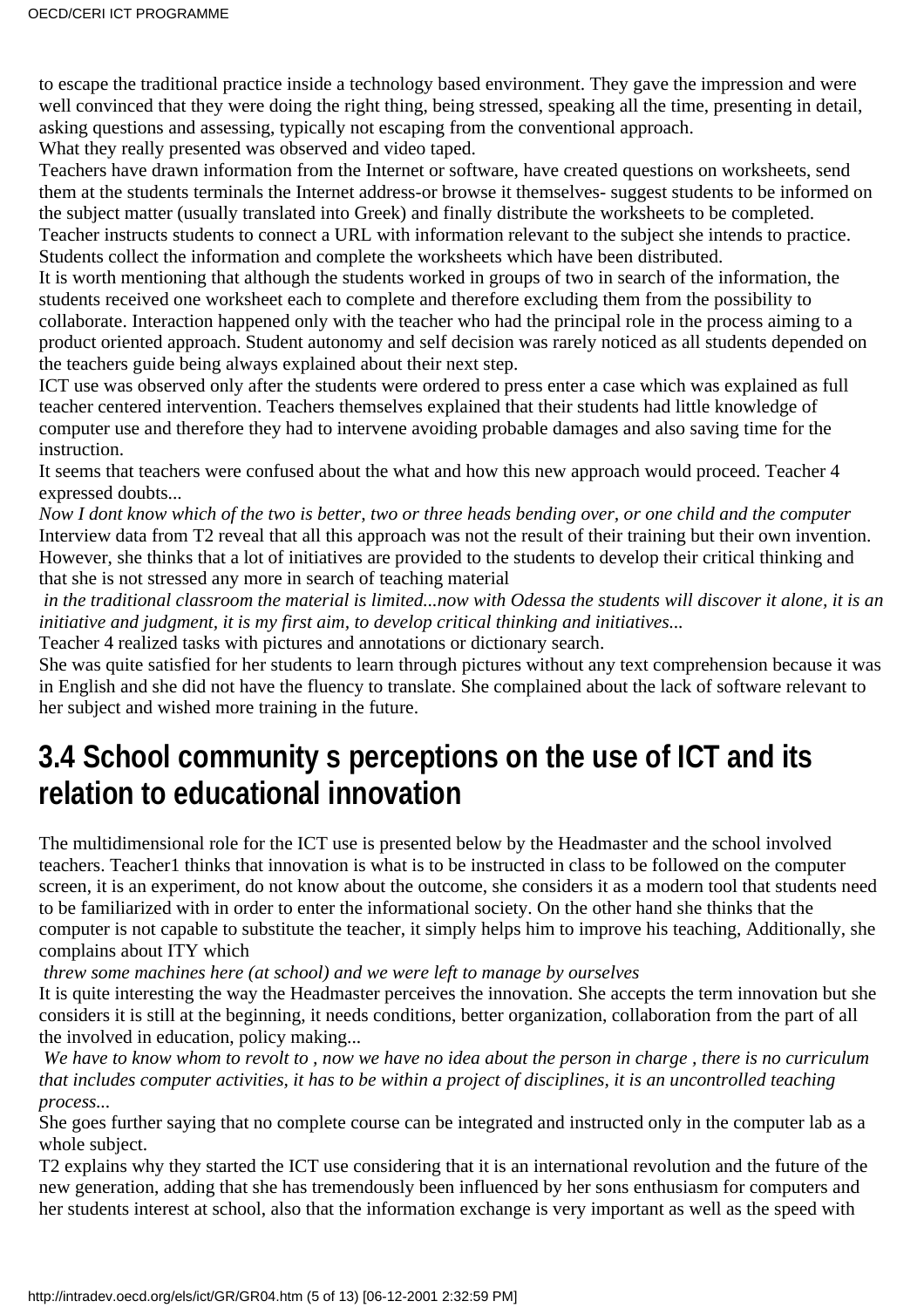to escape the traditional practice inside a technology based environment. They gave the impression and were well convinced that they were doing the right thing, being stressed, speaking all the time, presenting in detail, asking questions and assessing, typically not escaping from the conventional approach.
What they really presented was observed and video taped.
Teachers have drawn information from the Internet or software, have created questions on worksheets, send them at the students terminals the Internet address-or browse it themselves- suggest students to be informed on the subject matter (usually translated into Greek) and finally distribute the worksheets to be completed.
Teacher instructs students to connect a URL with information relevant to the subject she intends to practice. Students collect the information and complete the worksheets which have been distributed.
It is worth mentioning that although the students worked in groups of two in search of the information, the students received one worksheet each to complete and therefore excluding them from the possibility to collaborate. Interaction happened only with the teacher who had the principal role in the process aiming to a product oriented approach. Student autonomy and self decision was rarely noticed as all students depended on the teachers guide being always explained about their next step.
ICT use was observed only after the students were ordered to press enter a case which was explained as full teacher centered intervention. Teachers themselves explained that their students had little knowledge of computer use and therefore they had to intervene avoiding probable damages and also saving time for the instruction.
It seems that teachers were confused about the what and how this new approach would proceed. Teacher 4 expressed doubts...
*Now I dont know which of the two is better, two or three heads bending over, or one child and the computer*
Interview data from T2 reveal that all this approach was not the result of their training but their own invention. However, she thinks that a lot of initiatives are provided to the students to develop their critical thinking and that she is not stressed any more in search of teaching material
*in the traditional classroom the material is limited...now with Odessa the students will discover it alone, it is an initiative and judgment, it is my first aim, to develop critical thinking and initiatives...*
Teacher 4 realized tasks with pictures and annotations or dictionary search.
She was quite satisfied for her students to learn through pictures without any text comprehension because it was in English and she did not have the fluency to translate. She complained about the lack of software relevant to her subject and wished more training in the future.

## 3.4 School community s perceptions on the use of ICT and its relation to educational innovation

The multidimensional role for the ICT use is presented below by the Headmaster and the school involved teachers. Teacher1 thinks that innovation is what is to be instructed in class to be followed on the computer screen, it is an experiment, do not know about the outcome, she considers it as a modern tool that students need to be familiarized with in order to enter the informational society. On the other hand she thinks that the computer is not capable to substitute the teacher, it simply helps him to improve his teaching, Additionally, she complains about ITY which
*threw some machines here (at school) and we were left to manage by ourselves*
It is quite interesting the way the Headmaster perceives the innovation. She accepts the term innovation but she considers it is still at the beginning, it needs conditions, better organization, collaboration from the part of all the involved in education, policy making...
*We have to know whom to revolt to , now we have no idea about the person in charge , there is no curriculum that includes computer activities, it has to be within a project of disciplines, it is an uncontrolled teaching process...*
She goes further saying that no complete course can be integrated and instructed only in the computer lab as a whole subject.
T2 explains why they started the ICT use considering that it is an international revolution and the future of the new generation, adding that she has tremendously been influenced by her sons enthusiasm for computers and her students interest at school, also that the information exchange is very important as well as the speed with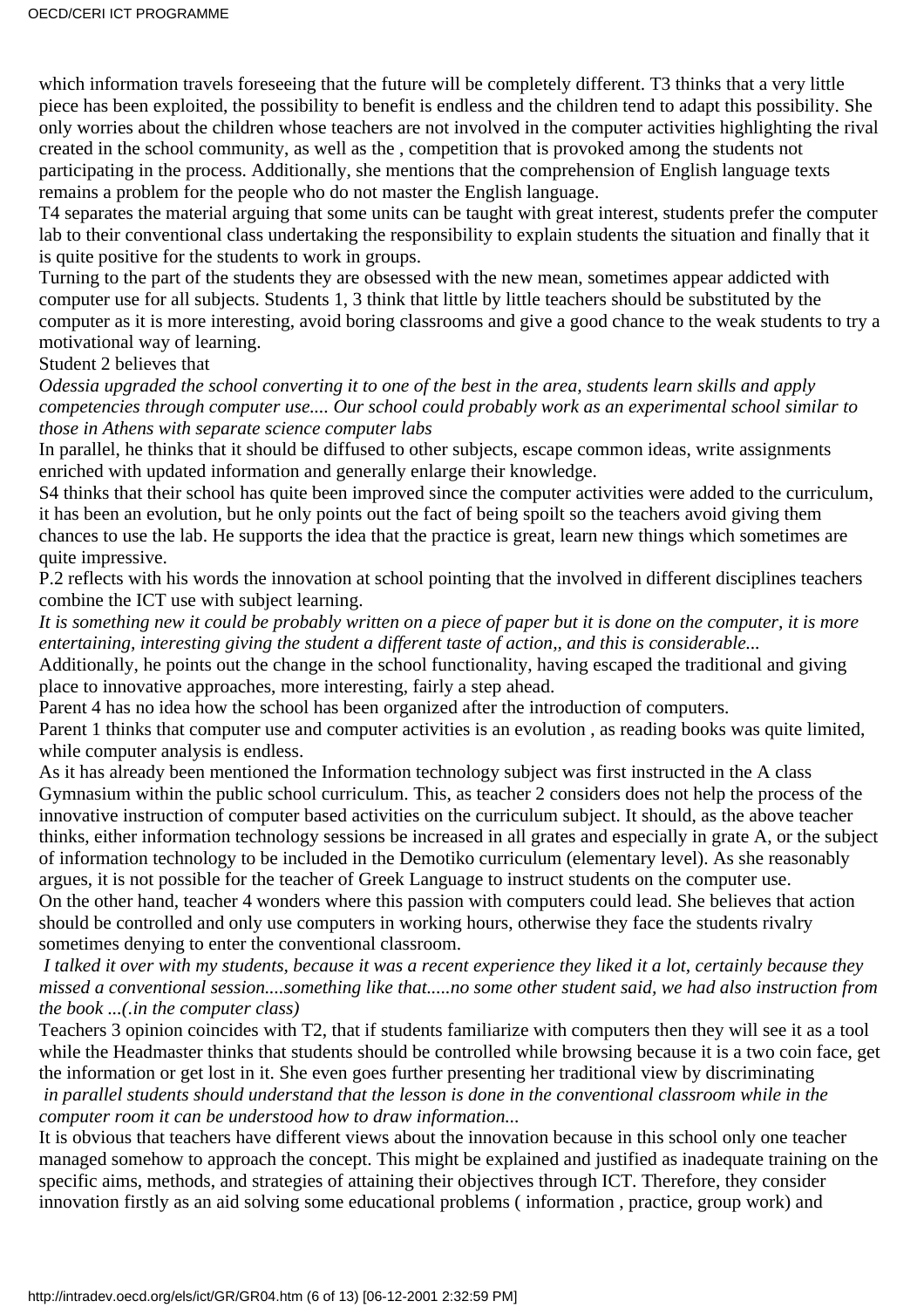which information travels foreseeing that the future will be completely different. T3 thinks that a very little piece has been exploited, the possibility to benefit is endless and the children tend to adapt this possibility. She only worries about the children whose teachers are not involved in the computer activities highlighting the rival created in the school community, as well as the , competition that is provoked among the students not participating in the process. Additionally, she mentions that the comprehension of English language texts remains a problem for the people who do not master the English language.

T4 separates the material arguing that some units can be taught with great interest, students prefer the computer lab to their conventional class undertaking the responsibility to explain students the situation and finally that it is quite positive for the students to work in groups.

Turning to the part of the students they are obsessed with the new mean, sometimes appear addicted with computer use for all subjects. Students 1, 3 think that little by little teachers should be substituted by the computer as it is more interesting, avoid boring classrooms and give a good chance to the weak students to try a motivational way of learning.

Student 2 believes that

*Odessia upgraded the school converting it to one of the best in the area, students learn skills and apply competencies through computer use.... Our school could probably work as an experimental school similar to those in Athens with separate science computer labs*

In parallel, he thinks that it should be diffused to other subjects, escape common ideas, write assignments enriched with updated information and generally enlarge their knowledge.

S4 thinks that their school has quite been improved since the computer activities were added to the curriculum, it has been an evolution, but he only points out the fact of being spoilt so the teachers avoid giving them chances to use the lab. He supports the idea that the practice is great, learn new things which sometimes are quite impressive.

P.2 reflects with his words the innovation at school pointing that the involved in different disciplines teachers combine the ICT use with subject learning.

*It is something new it could be probably written on a piece of paper but it is done on the computer, it is more entertaining, interesting giving the student a different taste of action,, and this is considerable...*

Additionally, he points out the change in the school functionality, having escaped the traditional and giving place to innovative approaches, more interesting, fairly a step ahead.

Parent 4 has no idea how the school has been organized after the introduction of computers.

Parent 1 thinks that computer use and computer activities is an evolution , as reading books was quite limited, while computer analysis is endless.

As it has already been mentioned the Information technology subject was first instructed in the A class Gymnasium within the public school curriculum. This, as teacher 2 considers does not help the process of the innovative instruction of computer based activities on the curriculum subject. It should, as the above teacher thinks, either information technology sessions be increased in all grates and especially in grate A, or the subject of information technology to be included in the Demotiko curriculum (elementary level). As she reasonably argues, it is not possible for the teacher of Greek Language to instruct students on the computer use.

On the other hand, teacher 4 wonders where this passion with computers could lead. She believes that action should be controlled and only use computers in working hours, otherwise they face the students rivalry sometimes denying to enter the conventional classroom.

*I talked it over with my students, because it was a recent experience they liked it a lot, certainly because they missed a conventional session....something like that.....no some other student said, we had also instruction from the book ...(.in the computer class)*

Teachers 3 opinion coincides with T2, that if students familiarize with computers then they will see it as a tool while the Headmaster thinks that students should be controlled while browsing because it is a two coin face, get the information or get lost in it. She even goes further presenting her traditional view by discriminating

*in parallel students should understand that the lesson is done in the conventional classroom while in the computer room it can be understood how to draw information...*

It is obvious that teachers have different views about the innovation because in this school only one teacher managed somehow to approach the concept. This might be explained and justified as inadequate training on the specific aims, methods, and strategies of attaining their objectives through ICT. Therefore, they consider innovation firstly as an aid solving some educational problems ( information , practice, group work) and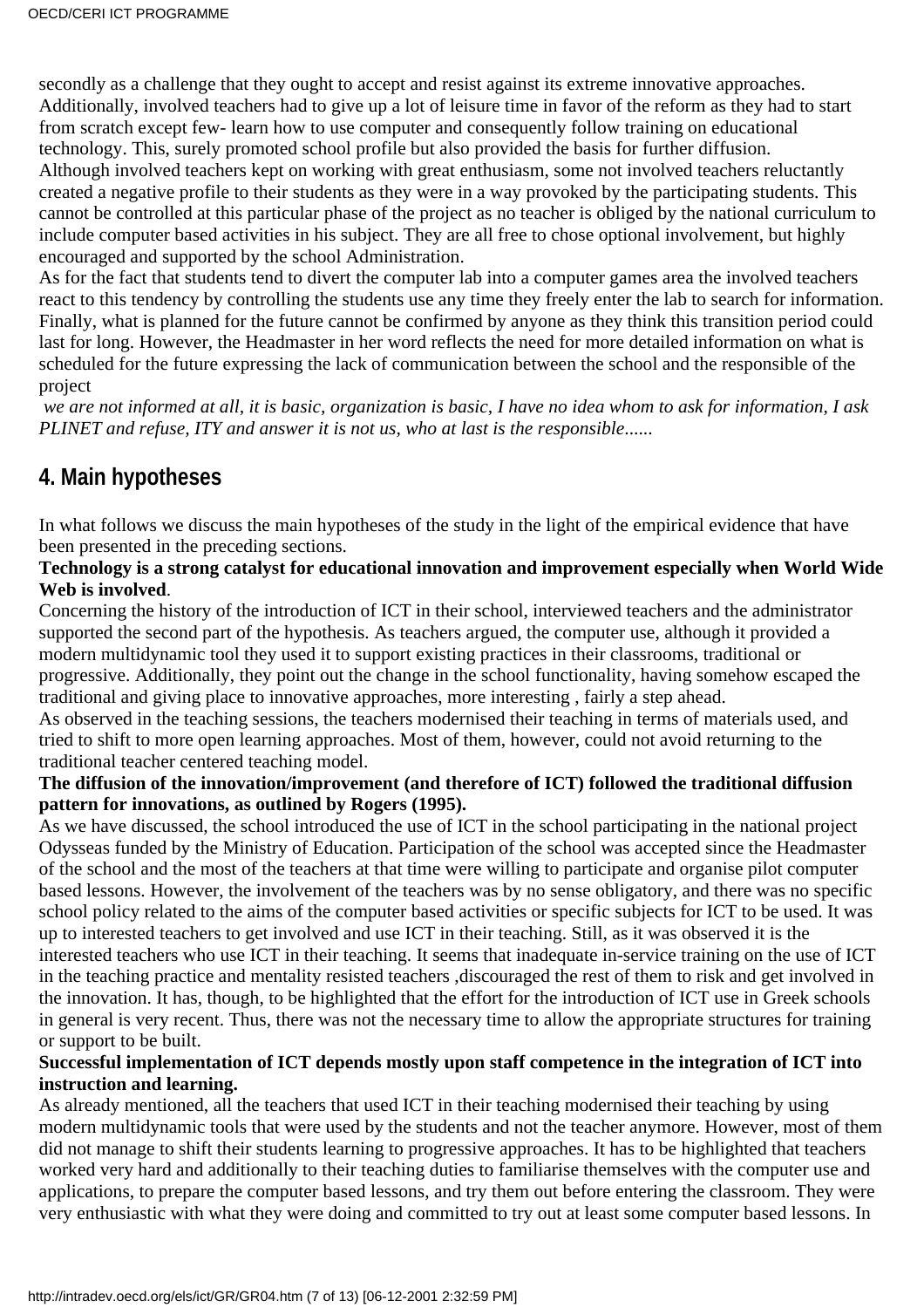secondly as a challenge that they ought to accept and resist against its extreme innovative approaches. Additionally, involved teachers had to give up a lot of leisure time in favor of the reform as they had to start from scratch except few- learn how to use computer and consequently follow training on educational technology. This, surely promoted school profile but also provided the basis for further diffusion.
Although involved teachers kept on working with great enthusiasm, some not involved teachers reluctantly created a negative profile to their students as they were in a way provoked by the participating students. This cannot be controlled at this particular phase of the project as no teacher is obliged by the national curriculum to include computer based activities in his subject. They are all free to chose optional involvement, but highly encouraged and supported by the school Administration.
As for the fact that students tend to divert the computer lab into a computer games area the involved teachers react to this tendency by controlling the students use any time they freely enter the lab to search for information. Finally, what is planned for the future cannot be confirmed by anyone as they think this transition period could last for long. However, the Headmaster in her word reflects the need for more detailed information on what is scheduled for the future expressing the lack of communication between the school and the responsible of the project

*we are not informed at all, it is basic, organization is basic, I have no idea whom to ask for information, I ask PLINET and refuse, ITY and answer it is not us, who at last is the responsible......*

## 4. Main hypotheses

In what follows we discuss the main hypotheses of the study in the light of the empirical evidence that have been presented in the preceding sections.

**Technology is a strong catalyst for educational innovation and improvement especially when World Wide Web is involved**.

Concerning the history of the introduction of ICT in their school, interviewed teachers and the administrator supported the second part of the hypothesis. As teachers argued, the computer use, although it provided a modern multidynamic tool they used it to support existing practices in their classrooms, traditional or progressive. Additionally, they point out the change in the school functionality, having somehow escaped the traditional and giving place to innovative approaches, more interesting , fairly a step ahead.
As observed in the teaching sessions, the teachers modernised their teaching in terms of materials used, and tried to shift to more open learning approaches. Most of them, however, could not avoid returning to the traditional teacher centered teaching model.

**The diffusion of the innovation/improvement (and therefore of ICT) followed the traditional diffusion pattern for innovations, as outlined by Rogers (1995).**

As we have discussed, the school introduced the use of ICT in the school participating in the national project Odysseas funded by the Ministry of Education. Participation of the school was accepted since the Headmaster of the school and the most of the teachers at that time were willing to participate and organise pilot computer based lessons. However, the involvement of the teachers was by no sense obligatory, and there was no specific school policy related to the aims of the computer based activities or specific subjects for ICT to be used. It was up to interested teachers to get involved and use ICT in their teaching. Still, as it was observed it is the interested teachers who use ICT in their teaching. It seems that inadequate in-service training on the use of ICT in the teaching practice and mentality resisted teachers ,discouraged the rest of them to risk and get involved in the innovation. It has, though, to be highlighted that the effort for the introduction of ICT use in Greek schools in general is very recent. Thus, there was not the necessary time to allow the appropriate structures for training or support to be built.

**Successful implementation of ICT depends mostly upon staff competence in the integration of ICT into instruction and learning.**

As already mentioned, all the teachers that used ICT in their teaching modernised their teaching by using modern multidynamic tools that were used by the students and not the teacher anymore. However, most of them did not manage to shift their students learning to progressive approaches. It has to be highlighted that teachers worked very hard and additionally to their teaching duties to familiarise themselves with the computer use and applications, to prepare the computer based lessons, and try them out before entering the classroom. They were very enthusiastic with what they were doing and committed to try out at least some computer based lessons. In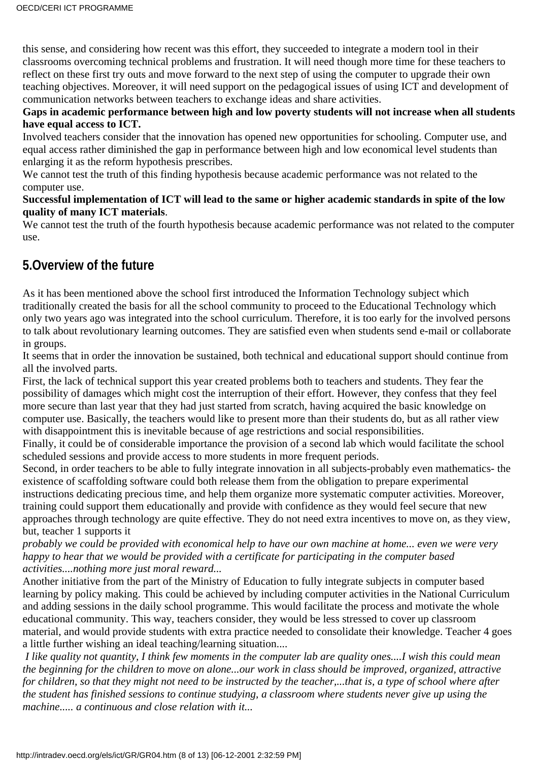this sense, and considering how recent was this effort, they succeeded to integrate a modern tool in their classrooms overcoming technical problems and frustration. It will need though more time for these teachers to reflect on these first try outs and move forward to the next step of using the computer to upgrade their own teaching objectives. Moreover, it will need support on the pedagogical issues of using ICT and development of communication networks between teachers to exchange ideas and share activities.

**Gaps in academic performance between high and low poverty students will not increase when all students have equal access to ICT.**

Involved teachers consider that the innovation has opened new opportunities for schooling. Computer use, and equal access rather diminished the gap in performance between high and low economical level students than enlarging it as the reform hypothesis prescribes.

We cannot test the truth of this finding hypothesis because academic performance was not related to the computer use.

**Successful implementation of ICT will lead to the same or higher academic standards in spite of the low quality of many ICT materials**.

We cannot test the truth of the fourth hypothesis because academic performance was not related to the computer use.

## 5.Overview of the future

As it has been mentioned above the school first introduced the Information Technology subject which traditionally created the basis for all the school community to proceed to the Educational Technology which only two years ago was integrated into the school curriculum. Therefore, it is too early for the involved persons to talk about revolutionary learning outcomes. They are satisfied even when students send e-mail or collaborate in groups.

It seems that in order the innovation be sustained, both technical and educational support should continue from all the involved parts.

First, the lack of technical support this year created problems both to teachers and students. They fear the possibility of damages which might cost the interruption of their effort. However, they confess that they feel more secure than last year that they had just started from scratch, having acquired the basic knowledge on computer use. Basically, the teachers would like to present more than their students do, but as all rather view with disappointment this is inevitable because of age restrictions and social responsibilities.

Finally, it could be of considerable importance the provision of a second lab which would facilitate the school scheduled sessions and provide access to more students in more frequent periods.

Second, in order teachers to be able to fully integrate innovation in all subjects-probably even mathematics- the existence of scaffolding software could both release them from the obligation to prepare experimental instructions dedicating precious time, and help them organize more systematic computer activities. Moreover, training could support them educationally and provide with confidence as they would feel secure that new approaches through technology are quite effective. They do not need extra incentives to move on, as they view, but, teacher 1 supports it

*probably we could be provided with economical help to have our own machine at home... even we were very happy to hear that we would be provided with a certificate for participating in the computer based activities....nothing more just moral reward...*

Another initiative from the part of the Ministry of Education to fully integrate subjects in computer based learning by policy making. This could be achieved by including computer activities in the National Curriculum and adding sessions in the daily school programme. This would facilitate the process and motivate the whole educational community. This way, teachers consider, they would be less stressed to cover up classroom material, and would provide students with extra practice needed to consolidate their knowledge. Teacher 4 goes a little further wishing an ideal teaching/learning situation....

*I like quality not quantity, I think few moments in the computer lab are quality ones....I wish this could mean the beginning for the children to move on alone...our work in class should be improved, organized, attractive for children, so that they might not need to be instructed by the teacher,...that is, a type of school where after the student has finished sessions to continue studying, a classroom where students never give up using the machine..... a continuous and close relation with it...*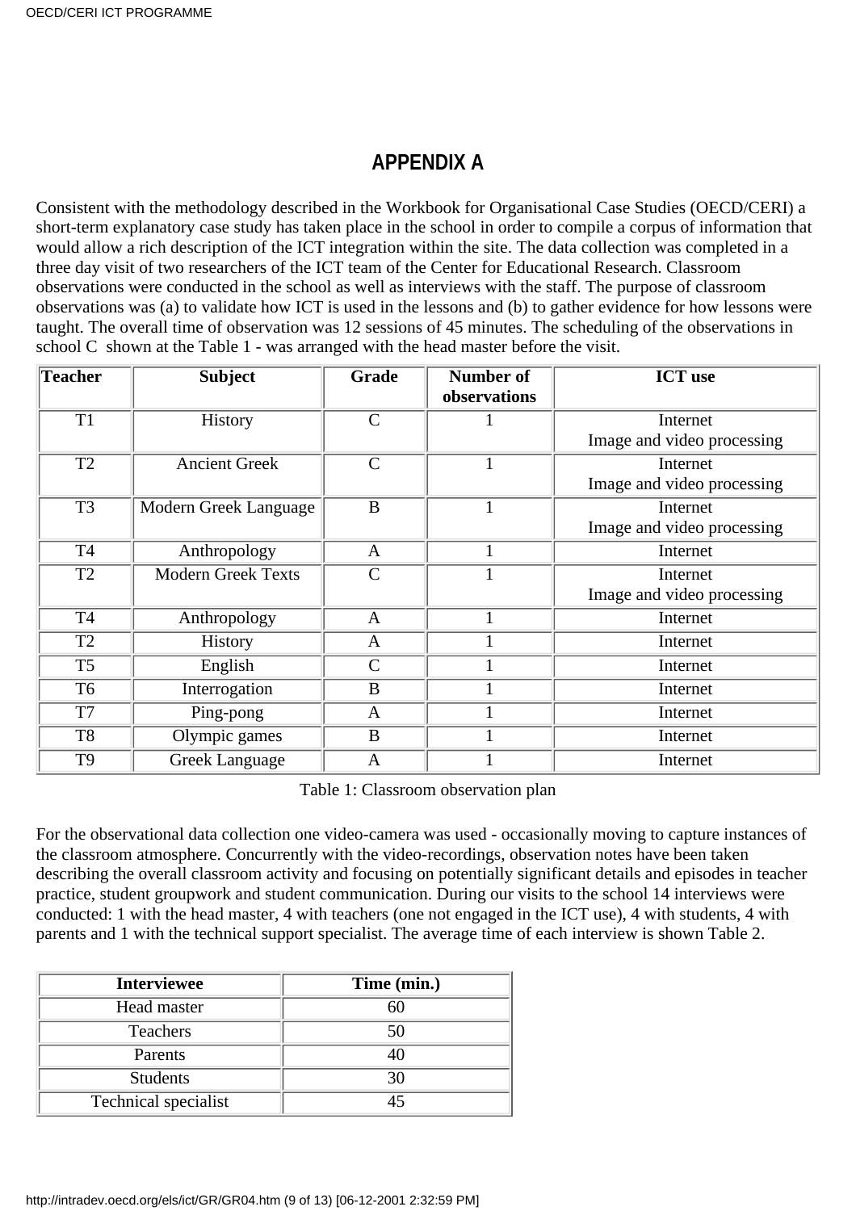# APPENDIX A

Consistent with the methodology described in the Workbook for Organisational Case Studies (OECD/CERI) a short-term explanatory case study has taken place in the school in order to compile a corpus of information that would allow a rich description of the ICT integration within the site. The data collection was completed in a three day visit of two researchers of the ICT team of the Center for Educational Research. Classroom observations were conducted in the school as well as interviews with the staff. The purpose of classroom observations was (a) to validate how ICT is used in the lessons and (b) to gather evidence for how lessons were taught. The overall time of observation was 12 sessions of 45 minutes. The scheduling of the observations in school C shown at the Table 1 - was arranged with the head master before the visit.

| Teacher | Subject | Grade | Number of observations | ICT use |
|---|---|---|---|---|
| T1 | History | C | 1 | Internet<br>Image and video processing |
| T2 | Ancient Greek | C | 1 | Internet<br>Image and video processing |
| T3 | Modern Greek Language | B | 1 | Internet<br>Image and video processing |
| T4 | Anthropology | A | 1 | Internet |
| T2 | Modern Greek Texts | C | 1 | Internet<br>Image and video processing |
| T4 | Anthropology | A | 1 | Internet |
| T2 | History | A | 1 | Internet |
| T5 | English | C | 1 | Internet |
| T6 | Interrogation | B | 1 | Internet |
| T7 | Ping-pong | A | 1 | Internet |
| T8 | Olympic games | B | 1 | Internet |
| T9 | Greek Language | A | 1 | Internet |

Table 1: Classroom observation plan

For the observational data collection one video-camera was used - occasionally moving to capture instances of the classroom atmosphere. Concurrently with the video-recordings, observation notes have been taken describing the overall classroom activity and focusing on potentially significant details and episodes in teacher practice, student groupwork and student communication. During our visits to the school 14 interviews were conducted: 1 with the head master, 4 with teachers (one not engaged in the ICT use), 4 with students, 4 with parents and 1 with the technical support specialist. The average time of each interview is shown Table 2.

| Interviewee | Time (min.) |
|---|---|
| Head master | 60 |
| Teachers | 50 |
| Parents | 40 |
| Students | 30 |
| Technical specialist | 45 |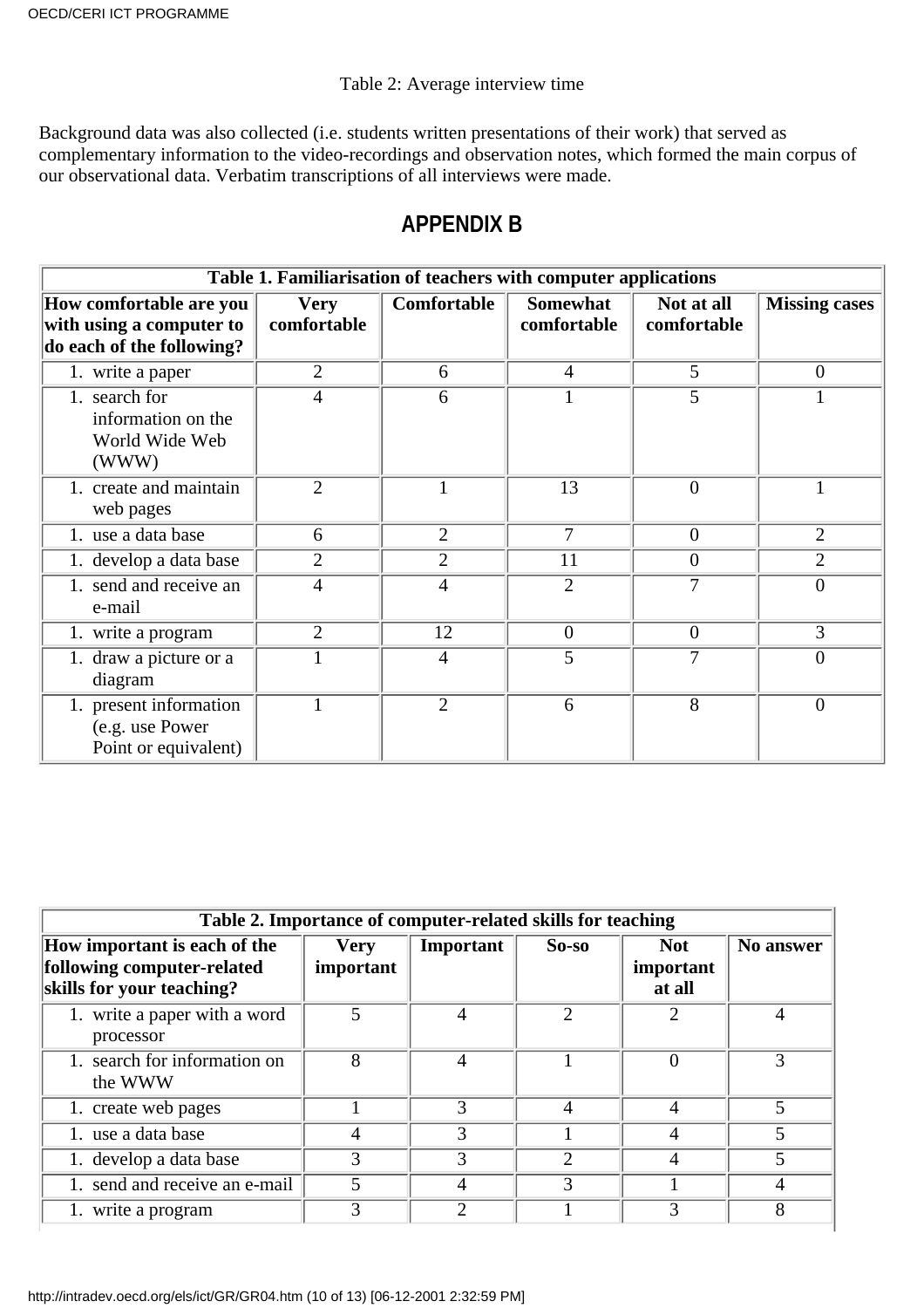Table 2: Average interview time

Background data was also collected (i.e. students written presentations of their work) that served as complementary information to the video-recordings and observation notes, which formed the main corpus of our observational data. Verbatim transcriptions of all interviews were made.

## APPENDIX B

**Table 1. Familiarisation of teachers with computer applications**

| How comfortable are you with using a computer to do each of the following? | Very comfortable | Comfortable | Somewhat comfortable | Not at all comfortable | Missing cases |
|---|---|---|---|---|---|
| 1. write a paper | 2 | 6 | 4 | 5 | 0 |
| 1. search for information on the World Wide Web (WWW) | 4 | 6 | 1 | 5 | 1 |
| 1. create and maintain web pages | 2 | 1 | 13 | 0 | 1 |
| 1. use a data base | 6 | 2 | 7 | 0 | 2 |
| 1. develop a data base | 2 | 2 | 11 | 0 | 2 |
| 1. send and receive an e-mail | 4 | 4 | 2 | 7 | 0 |
| 1. write a program | 2 | 12 | 0 | 0 | 3 |
| 1. draw a picture or a diagram | 1 | 4 | 5 | 7 | 0 |
| 1. present information (e.g. use Power Point or equivalent) | 1 | 2 | 6 | 8 | 0 |

**Table 2. Importance of computer-related skills for teaching**

| How important is each of the following computer-related skills for your teaching? | Very important | Important | So-so | Not important at all | No answer |
|---|---|---|---|---|---|
| 1. write a paper with a word processor | 5 | 4 | 2 | 2 | 4 |
| 1. search for information on the WWW | 8 | 4 | 1 | 0 | 3 |
| 1. create web pages | 1 | 3 | 4 | 4 | 5 |
| 1. use a data base | 4 | 3 | 1 | 4 | 5 |
| 1. develop a data base | 3 | 3 | 2 | 4 | 5 |
| 1. send and receive an e-mail | 5 | 4 | 3 | 1 | 4 |
| 1. write a program | 3 | 2 | 1 | 3 | 8 |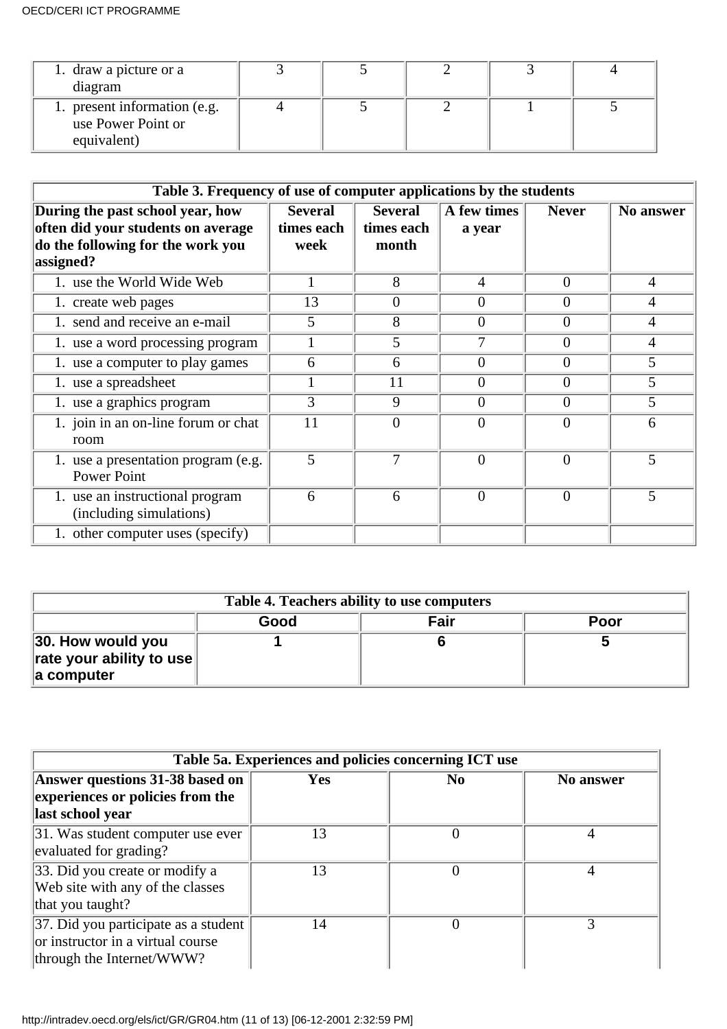| | | | | | |
|---|---|---|---|---|---|
| 1. draw a picture or a diagram | 3 | 5 | 2 | 3 | 4 |
| 1. present information (e.g. use Power Point or equivalent) | 4 | 5 | 2 | 1 | 5 |

| Table 3. Frequency of use of computer applications by the students | | | | | |
|---|---|---|---|---|---|
| **During the past school year, how often did your students on average do the following for the work you assigned?** | **Several times each week** | **Several times each month** | **A few times a year** | **Never** | **No answer** |
| 1. use the World Wide Web | 1 | 8 | 4 | 0 | 4 |
| 1. create web pages | 13 | 0 | 0 | 0 | 4 |
| 1. send and receive an e-mail | 5 | 8 | 0 | 0 | 4 |
| 1. use a word processing program | 1 | 5 | 7 | 0 | 4 |
| 1. use a computer to play games | 6 | 6 | 0 | 0 | 5 |
| 1. use a spreadsheet | 1 | 11 | 0 | 0 | 5 |
| 1. use a graphics program | 3 | 9 | 0 | 0 | 5 |
| 1. join in an on-line forum or chat room | 11 | 0 | 0 | 0 | 6 |
| 1. use a presentation program (e.g. Power Point | 5 | 7 | 0 | 0 | 5 |
| 1. use an instructional program (including simulations) | 6 | 6 | 0 | 0 | 5 |
| 1. other computer uses (specify) | | | | | |

| Table 4. Teachers ability to use computers | | | |
|---|---|---|---|
| | **Good** | **Fair** | **Poor** |
| **30. How would you rate your ability to use a computer** | **1** | **6** | **5** |

| Table 5a. Experiences and policies concerning ICT use | | | |
|---|---|---|---|
| **Answer questions 31-38 based on experiences or policies from the last school year** | **Yes** | **No** | **No answer** |
| 31. Was student computer use ever evaluated for grading? | 13 | 0 | 4 |
| 33. Did you create or modify a Web site with any of the classes that you taught? | 13 | 0 | 4 |
| 37. Did you participate as a student or instructor in a virtual course through the Internet/WWW? | 14 | 0 | 3 |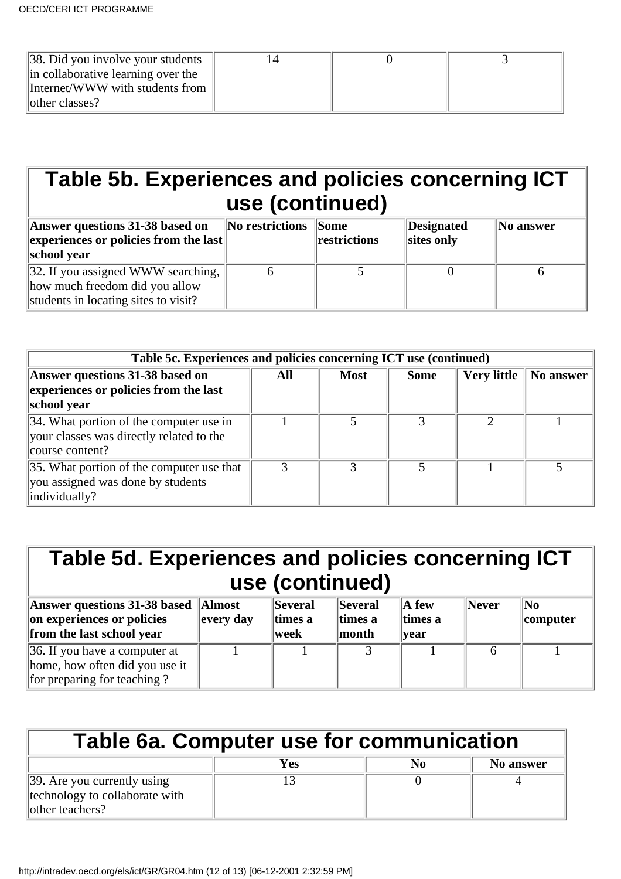| 38. Did you involve your students in collaborative learning over the Internet/WWW with students from other classes? | 14 | 0 | 3 |
|---|---|---|---|

## Table 5b. Experiences and policies concerning ICT use (continued)

| Answer questions 31-38 based on experiences or policies from the last school year | No restrictions | Some restrictions | Designated sites only | No answer |
|---|---|---|---|---|
| 32. If you assigned WWW searching, how much freedom did you allow students in locating sites to visit? | 6 | 5 | 0 | 6 |

| Table 5c. Experiences and policies concerning ICT use (continued) | | | | | |
|---|---|---|---|---|---|
| **Answer questions 31-38 based on experiences or policies from the last school year** | **All** | **Most** | **Some** | **Very little** | **No answer** |
| 34. What portion of the computer use in your classes was directly related to the course content? | 1 | 5 | 3 | 2 | 1 |
| 35. What portion of the computer use that you assigned was done by students individually? | 3 | 3 | 5 | 1 | 5 |

## Table 5d. Experiences and policies concerning ICT use (continued)

| Answer questions 31-38 based on experiences or policies from the last school year | Almost every day | Several times a week | Several times a month | A few times a year | Never | No computer |
|---|---|---|---|---|---|---|
| 36. If you have a computer at home, how often did you use it for preparing for teaching ? | 1 | 1 | 3 | 1 | 6 | 1 |

## Table 6a. Computer use for communication

| | Yes | No | No answer |
|---|---|---|---|
| 39. Are you currently using technology to collaborate with other teachers? | 13 | 0 | 4 |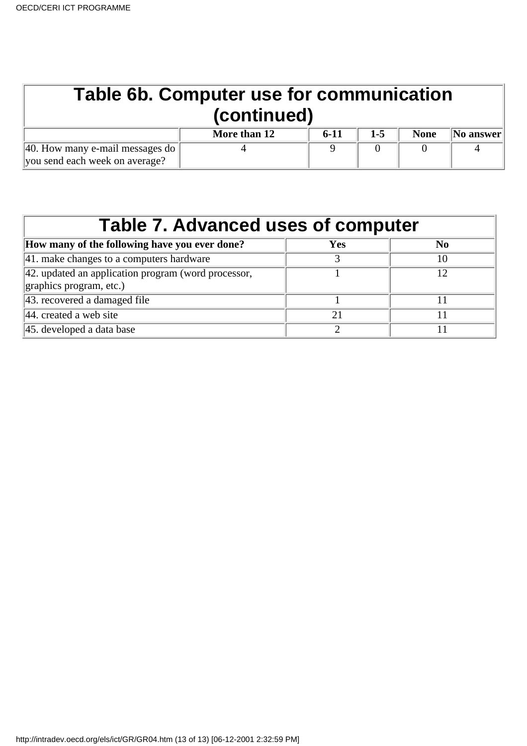## Table 6b. Computer use for communication (continued)

| | More than 12 | 6-11 | 1-5 | None | No answer |
|---|---|---|---|---|---|
| 40. How many e-mail messages do you send each week on average? | 4 | 9 | 0 | 0 | 4 |

## Table 7. Advanced uses of computer

| How many of the following have you ever done? | Yes | No |
|---|---|---|
| 41. make changes to a computers hardware | 3 | 10 |
| 42. updated an application program (word processor, graphics program, etc.) | 1 | 12 |
| 43. recovered a damaged file | 1 | 11 |
| 44. created a web site | 21 | 11 |
| 45. developed a data base | 2 | 11 |